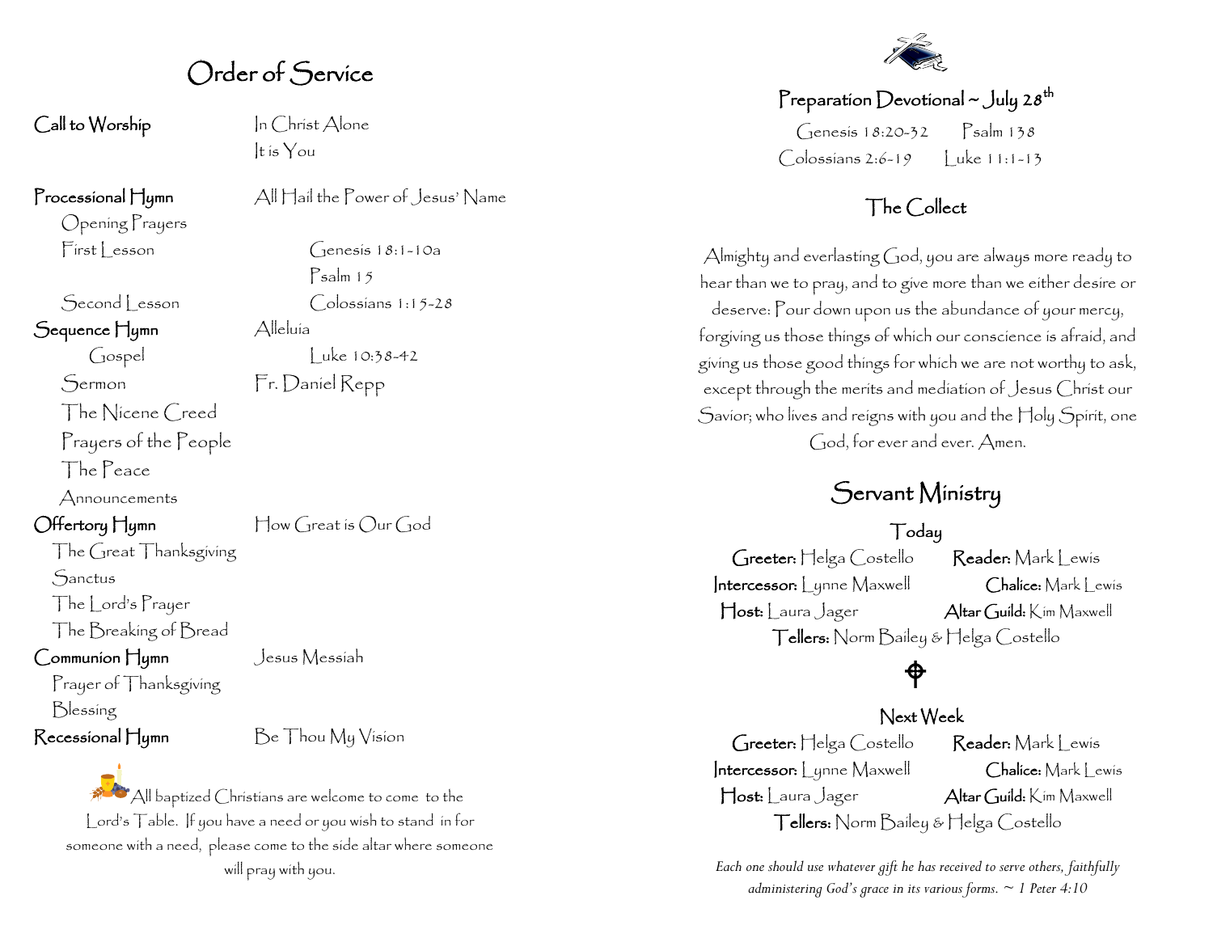# Order of Service

**Call to Worship** — In Christ Alone
It is You

**Processional Hymn** — All Hail the Power of Jesus' Name

Opening Prayers

First Lesson — Genesis 18:1-10a

Psalm 15

Second Lesson — Colossians 1:15-28

**Sequence Hymn** — Alleluia

Gospel — Luke 10:38-42

Sermon — Fr. Daniel Repp

The Nicene Creed

Prayers of the People

The Peace

Announcements

**Offertory Hymn** — How Great is Our God

The Great Thanksgiving

Sanctus

The Lord's Prayer

The Breaking of Bread

**Communion Hymn** — Jesus Messiah

Prayer of Thanksgiving

Blessing

**Recessional Hymn** — Be Thou My Vision

All baptized Christians are welcome to come to the Lord's Table. If you have a need or you wish to stand in for someone with a need, please come to the side altar where someone will pray with you.

## Preparation Devotional ~ July 28th

Genesis 18:20-32 Psalm 138
Colossians 2:6-19 Luke 11:1-13

## The Collect

Almighty and everlasting God, you are always more ready to hear than we to pray, and to give more than we either desire or deserve: Pour down upon us the abundance of your mercy, forgiving us those things of which our conscience is afraid, and giving us those good things for which we are not worthy to ask, except through the merits and mediation of Jesus Christ our Savior; who lives and reigns with you and the Holy Spirit, one God, for ever and ever. Amen.

# Servant Ministry

### Today

**Greeter:** Helga Costello **Reader:** Mark Lewis
**Intercessor:** Lynne Maxwell **Chalice:** Mark Lewis
**Host:** Laura Jager **Altar Guild:** Kim Maxwell
**Tellers:** Norm Bailey & Helga Costello

### Next Week

**Greeter:** Helga Costello **Reader:** Mark Lewis
**Intercessor:** Lynne Maxwell **Chalice:** Mark Lewis
**Host:** Laura Jager **Altar Guild:** Kim Maxwell
**Tellers:** Norm Bailey & Helga Costello

*Each one should use whatever gift he has received to serve others, faithfully administering God's grace in its various forms. ~ 1 Peter 4:10*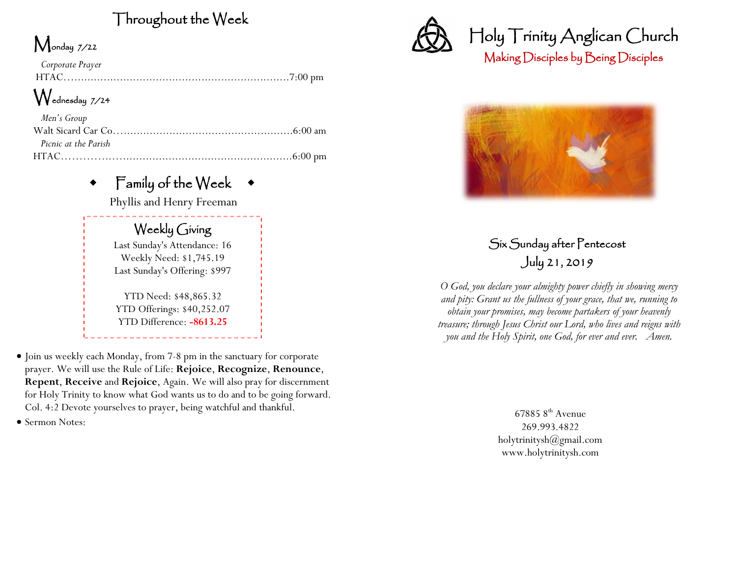# Throughout the Week

## Monday 7/22

*Corporate Prayer*
HTAC……………………………………………………………7:00 pm

## Wednesday 7/24

*Men's Group*
Walt Sicard Car Co………………………………………………6:00 am
*Picnic at the Parish*
HTAC……………………………………………………………6:00 pm

## ◆ Family of the Week ◆

Phyllis and Henry Freeman

## Weekly Giving

Last Sunday's Attendance: 16
Weekly Need: $1,745.19
Last Sunday's Offering: $997

YTD Need: $48,865.32
YTD Offerings: $40,252.07
YTD Difference: **-8613.25**

- Join us weekly each Monday, from 7-8 pm in the sanctuary for corporate prayer. We will use the Rule of Life: **Rejoice**, **Recognize**, **Renounce**, **Repent**, **Receive** and **Rejoice**, Again. We will also pray for discernment for Holy Trinity to know what God wants us to do and to be going forward. Col. 4:2 Devote yourselves to prayer, being watchful and thankful.
- Sermon Notes:

# Holy Trinity Anglican Church

Making Disciples by Being Disciples

## Six Sunday after Pentecost
## July 21, 2019

*O God, you declare your almighty power chiefly in showing mercy and pity: Grant us the fullness of your grace, that we, running to obtain your promises, may become partakers of your heavenly treasure; through Jesus Christ our Lord, who lives and reigns with you and the Holy Spirit, one God, for ever and ever. Amen.*

67885 8th Avenue
269.993.4822
holytrinitysh@gmail.com
www.holytrinitysh.com